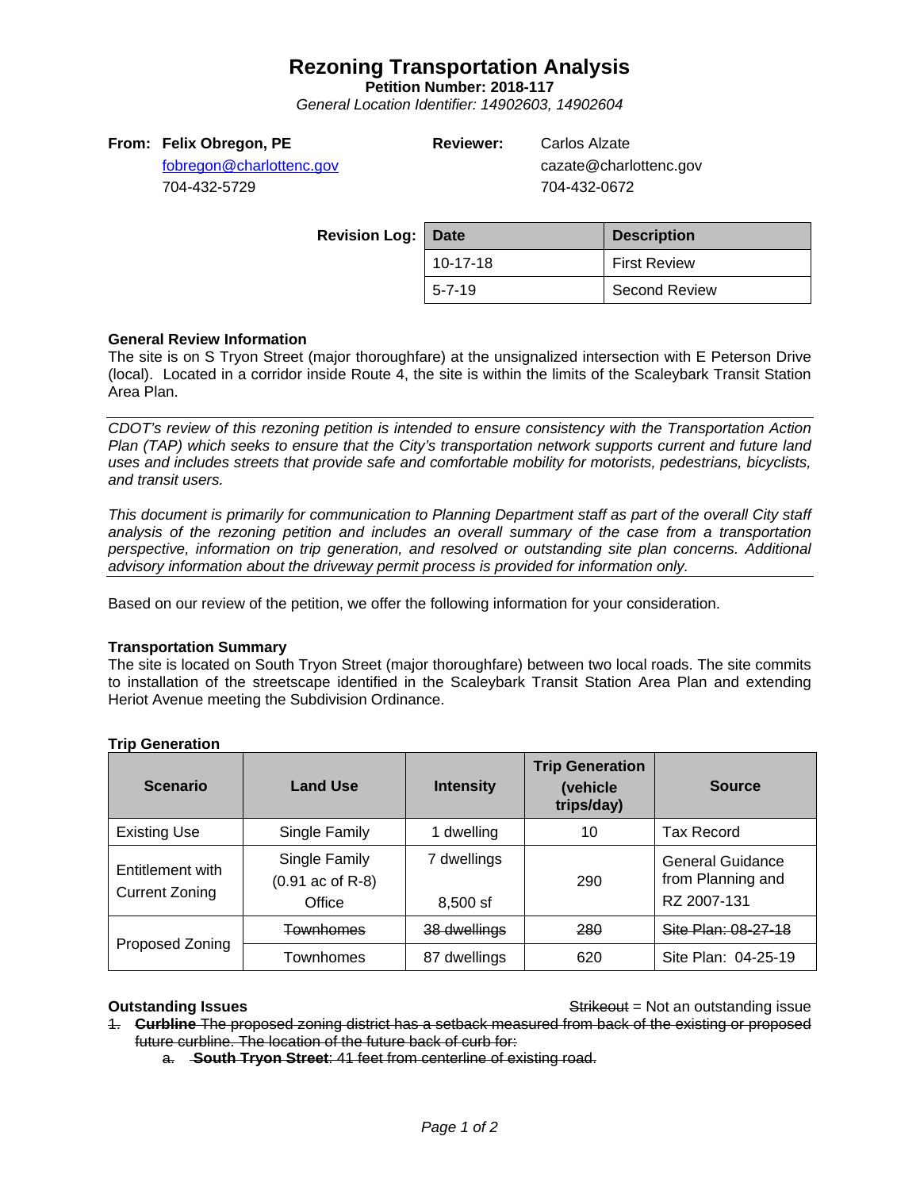# Rezoning Transportation Analysis

**Petition Number: 2018-117**

*General Location Identifier: 14902603, 14902604*

**From: Felix Obregon, PE**
fobregon@charlottenc.gov
704-432-5729

**Reviewer:** Carlos Alzate
cazate@charlottenc.gov
704-432-0672

**Revision Log:**

| Date | Description |
|---|---|
| 10-17-18 | First Review |
| 5-7-19 | Second Review |

### General Review Information

The site is on S Tryon Street (major thoroughfare) at the unsignalized intersection with E Peterson Drive (local). Located in a corridor inside Route 4, the site is within the limits of the Scaleybark Transit Station Area Plan.

*CDOT's review of this rezoning petition is intended to ensure consistency with the Transportation Action Plan (TAP) which seeks to ensure that the City's transportation network supports current and future land uses and includes streets that provide safe and comfortable mobility for motorists, pedestrians, bicyclists, and transit users.*

*This document is primarily for communication to Planning Department staff as part of the overall City staff analysis of the rezoning petition and includes an overall summary of the case from a transportation perspective, information on trip generation, and resolved or outstanding site plan concerns. Additional advisory information about the driveway permit process is provided for information only.*

Based on our review of the petition, we offer the following information for your consideration.

### Transportation Summary

The site is located on South Tryon Street (major thoroughfare) between two local roads. The site commits to installation of the streetscape identified in the Scaleybark Transit Station Area Plan and extending Heriot Avenue meeting the Subdivision Ordinance.

### Trip Generation

| Scenario | Land Use | Intensity | Trip Generation (vehicle trips/day) | Source |
|---|---|---|---|---|
| Existing Use | Single Family | 1 dwelling | 10 | Tax Record |
| Entitlement with Current Zoning | Single Family (0.91 ac of R-8) Office | 7 dwellings 8,500 sf | 290 | General Guidance from Planning and RZ 2007-131 |
| Proposed Zoning | ~~Townhomes~~ | ~~38 dwellings~~ | ~~280~~ | ~~Site Plan: 08-27-18~~ |
| | Townhomes | 87 dwellings | 620 | Site Plan: 04-25-19 |

### Outstanding Issues

~~Strikeout~~ = Not an outstanding issue

1. ~~**Curbline** The proposed zoning district has a setback measured from back of the existing or proposed future curbline. The location of the future back of curb for:~~
   a. ~~**South Tryon Street**: 41 feet from centerline of existing road.~~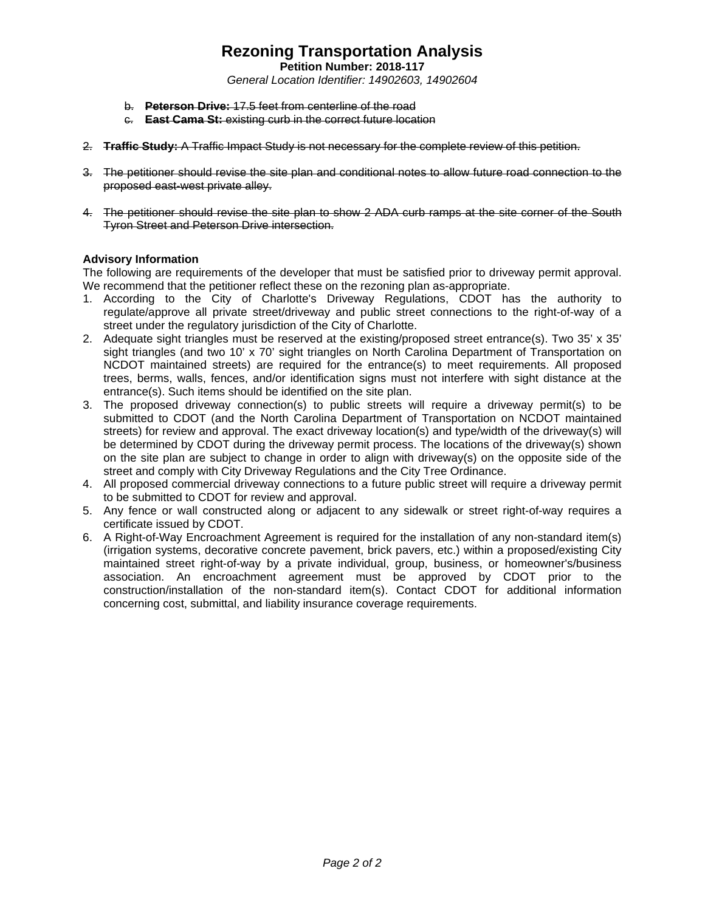# Rezoning Transportation Analysis

**Petition Number: 2018-117**

*General Location Identifier: 14902603, 14902604*

- b. ~~**Peterson Drive:** 17.5 feet from centerline of the road~~
- c. ~~**East Cama St:** existing curb in the correct future location~~

2. ~~**Traffic Study:** A Traffic Impact Study is not necessary for the complete review of this petition.~~

3. ~~The petitioner should revise the site plan and conditional notes to allow future road connection to the proposed east-west private alley.~~

4. ~~The petitioner should revise the site plan to show 2 ADA curb ramps at the site corner of the South Tyron Street and Peterson Drive intersection.~~

**Advisory Information**

The following are requirements of the developer that must be satisfied prior to driveway permit approval. We recommend that the petitioner reflect these on the rezoning plan as-appropriate.

1. According to the City of Charlotte's Driveway Regulations, CDOT has the authority to regulate/approve all private street/driveway and public street connections to the right-of-way of a street under the regulatory jurisdiction of the City of Charlotte.
2. Adequate sight triangles must be reserved at the existing/proposed street entrance(s). Two 35' x 35' sight triangles (and two 10' x 70' sight triangles on North Carolina Department of Transportation on NCDOT maintained streets) are required for the entrance(s) to meet requirements. All proposed trees, berms, walls, fences, and/or identification signs must not interfere with sight distance at the entrance(s). Such items should be identified on the site plan.
3. The proposed driveway connection(s) to public streets will require a driveway permit(s) to be submitted to CDOT (and the North Carolina Department of Transportation on NCDOT maintained streets) for review and approval. The exact driveway location(s) and type/width of the driveway(s) will be determined by CDOT during the driveway permit process. The locations of the driveway(s) shown on the site plan are subject to change in order to align with driveway(s) on the opposite side of the street and comply with City Driveway Regulations and the City Tree Ordinance.
4. All proposed commercial driveway connections to a future public street will require a driveway permit to be submitted to CDOT for review and approval.
5. Any fence or wall constructed along or adjacent to any sidewalk or street right-of-way requires a certificate issued by CDOT.
6. A Right-of-Way Encroachment Agreement is required for the installation of any non-standard item(s) (irrigation systems, decorative concrete pavement, brick pavers, etc.) within a proposed/existing City maintained street right-of-way by a private individual, group, business, or homeowner's/business association. An encroachment agreement must be approved by CDOT prior to the construction/installation of the non-standard item(s). Contact CDOT for additional information concerning cost, submittal, and liability insurance coverage requirements.